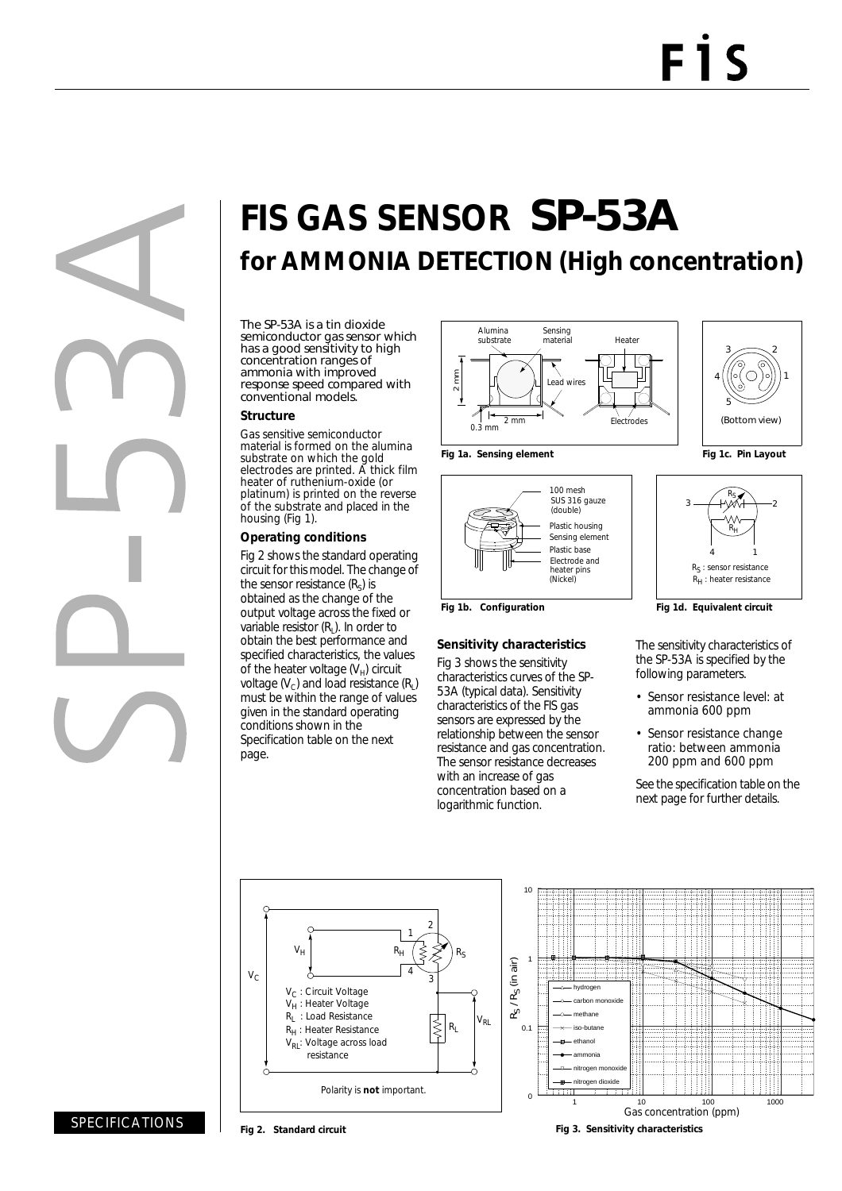# FIS GAS SENSOR SP-53A

## for AMMONIA DETECTION (High concentration)

The SP-53A is a tin dioxide semiconductor gas sensor which has a good sensitivity to high concentration ranges of ammonia with improved response speed compared with conventional models.

### Structure

Gas sensitive semiconductor material is formed on the alumina substrate on which the gold electrodes are printed. A thick film heater of ruthenium-oxide (or platinum) is printed on the reverse of the substrate and placed in the housing (Fig 1).

### Operating conditions

Fig 2 shows the standard operating circuit for this model. The change of the sensor resistance ($R_S$) is obtained as the change of the output voltage across the fixed or variable resistor ($R_L$). In order to obtain the best performance and specified characteristics, the values of the heater voltage ($V_H$) circuit voltage ($V_C$) and load resistance ($R_L$) must be within the range of values given in the standard operating conditions shown in the Specification table on the next page.

Fig 1a. Sensing element

Fig 1b. Configuration

Fig 1c. Pin Layout

Fig 1d. Equivalent circuit

### Sensitivity characteristics

Fig 3 shows the sensitivity characteristics curves of the SP-53A (typical data). Sensitivity characteristics of the FIS gas sensors are expressed by the relationship between the sensor resistance and gas concentration. The sensor resistance decreases with an increase of gas concentration based on a logarithmic function.

The sensitivity characteristics of the SP-53A is specified by the following parameters.

- Sensor resistance level: at ammonia 600 ppm
- Sensor resistance change ratio: between ammonia 200 ppm and 600 ppm

See the specification table on the next page for further details.

Fig 2. Standard circuit

Fig 3. Sensitivity characteristics

SPECIFICATIONS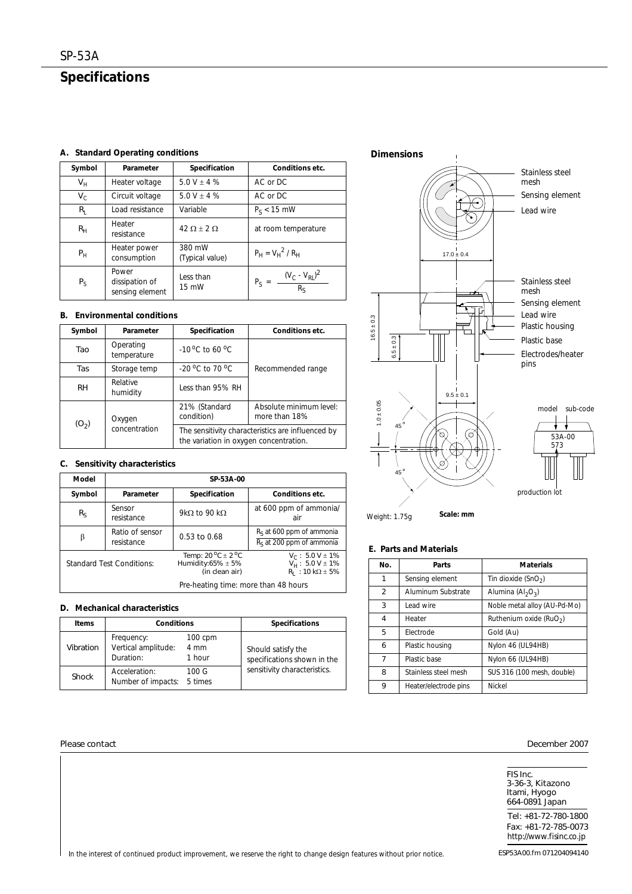# SP-53A

## Specifications

### A. Standard Operating conditions

| Symbol | Parameter | Specification | Conditions etc. |
|---|---|---|---|
| $V_H$ | Heater voltage | 5.0 V ± 4 % | AC or DC |
| $V_C$ | Circuit voltage | 5.0 V ± 4 % | AC or DC |
| $R_L$ | Load resistance | Variable | $P_S$ < 15 mW |
| $R_H$ | Heater resistance | 42 Ω ± 2 Ω | at room temperature |
| $P_H$ | Heater power consumption | 380 mW (Typical value) | $P_H = V_H^2 / R_H$ |
| $P_S$ | Power dissipation of sensing element | Less than 15 mW | $P_S = \frac{(V_C - V_{RL})^2}{R_S}$ |

### B. Environmental conditions

| Symbol | Parameter | Specification | Conditions etc. |
|---|---|---|---|
| Tao | Operating temperature | -10 °C to 60 °C | Recommended range |
| Tas | Storage temp | -20 °C to 70 °C | Recommended range |
| RH | Relative humidity | Less than 95% RH | Recommended range |
| $(O_2)$ | Oxygen concentration | 21% (Standard condition) | Absolute minimum level: more than 18% |
| | | The sensitivity characteristics are influenced by the variation in oxygen concentration. | |

### C. Sensitivity characteristics

| Model | SP-53A-00 | | |
|---|---|---|---|
| Symbol | Parameter | Specification | Conditions etc. |
| $R_S$ | Sensor resistance | 9kΩ to 90 kΩ | at 600 ppm of ammonia/ air |
| β | Ratio of sensor resistance | 0.53 to 0.68 | $\frac{R_S \text{ at 600 ppm of ammonia}}{R_S \text{ at 200 ppm of ammonia}}$ |
| Standard Test Conditions: | | Temp: 20 °C ± 2 °C, Humidity: 65% ± 5% (in clean air) | $V_C$ : 5.0 V ± 1%, $V_H$ : 5.0 V ± 1%, $R_L$ : 10 kΩ ± 5% |
| | | Pre-heating time: more than 48 hours | |

### D. Mechanical characteristics

| Items | Conditions | Specifications |
|---|---|---|
| Vibration | Frequency: 100 cpm<br>Vertical amplitude: 4 mm<br>Duration: 1 hour | Should satisfy the specifications shown in the sensitivity characteristics. |
| Shock | Acceleration: 100 G<br>Number of impacts: 5 times | Should satisfy the specifications shown in the sensitivity characteristics. |

### Dimensions

Stainless steel mesh
Sensing element
Lead wire
17.0 ± 0.4
Stainless steel mesh
Sensing element
Lead wire
Plastic housing
Plastic base
Electrodes/heater pins
16.5 ± 0.3
6.5 ± 0.3
9.5 ± 0.1
1.0 ± 0.05
45°
45°
model sub-code
53A-00
573
production lot

Weight: 1.75g Scale: mm

### E. Parts and Materials

| No. | Parts | Materials |
|---|---|---|
| 1 | Sensing element | Tin dioxide ($SnO_2$) |
| 2 | Aluminum Substrate | Alumina ($Al_2O_3$) |
| 3 | Lead wire | Noble metal alloy (AU-Pd-Mo) |
| 4 | Heater | Ruthenium oxide ($RuO_2$) |
| 5 | Electrode | Gold (Au) |
| 6 | Plastic housing | Nylon 46 (UL94HB) |
| 7 | Plastic base | Nylon 66 (UL94HB) |
| 8 | Stainless steel mesh | SUS 316 (100 mesh, double) |
| 9 | Heater/electrode pins | Nickel |

Please contact

December 2007

FIS Inc.
3-36-3, Kitazono
Itami, Hyogo
664-0891 Japan

Tel: +81-72-780-1800
Fax: +81-72-785-0073
http://www.fisinc.co.jp

In the interest of continued product improvement, we reserve the right to change design features without prior notice.

ESP53A00.fm 071204094140